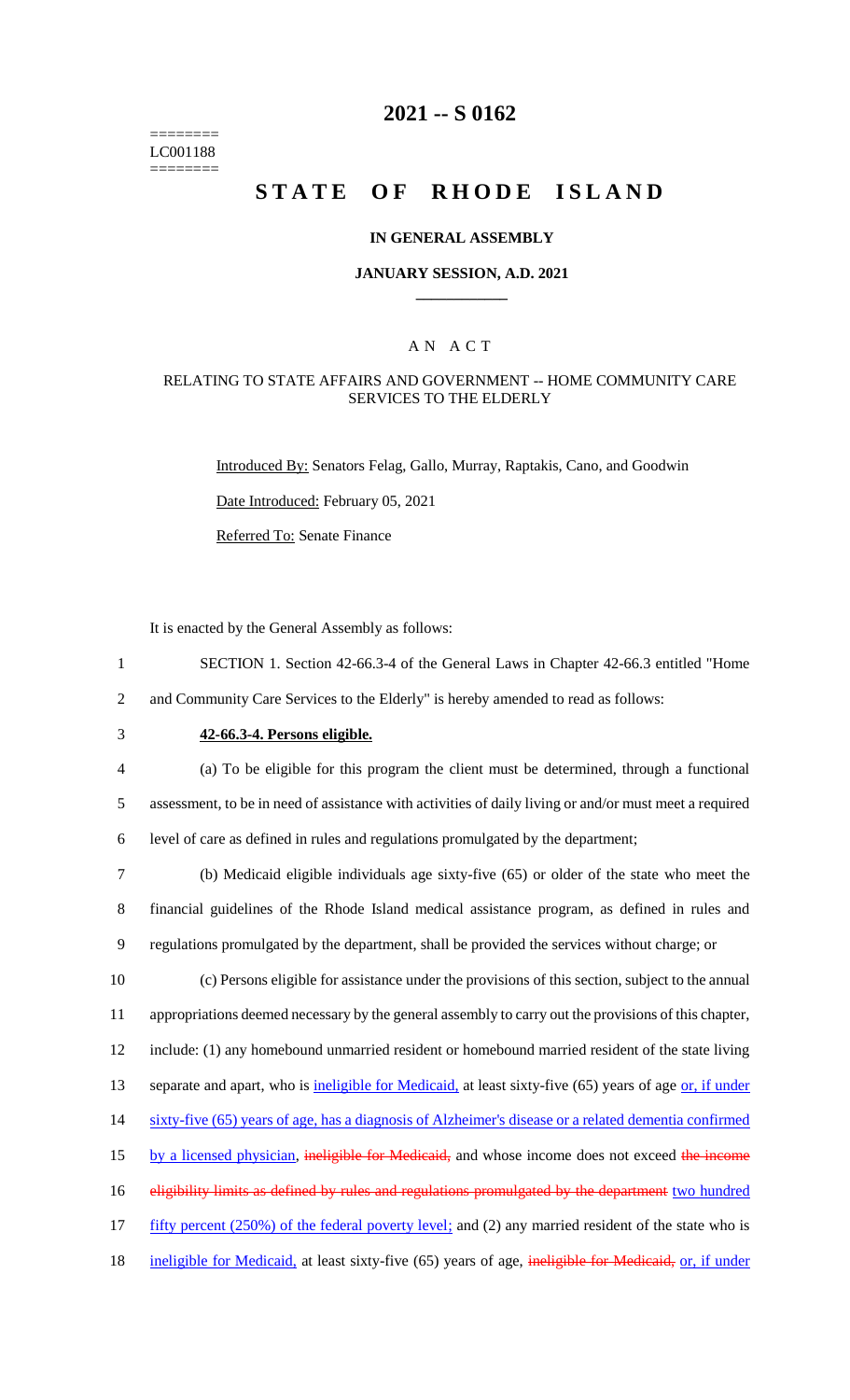========
LC001188
========

# 2021 -- S 0162

# STATE OF RHODE ISLAND

## IN GENERAL ASSEMBLY

### JANUARY SESSION, A.D. 2021

### A N A C T

#### RELATING TO STATE AFFAIRS AND GOVERNMENT -- HOME COMMUNITY CARE SERVICES TO THE ELDERLY

Introduced By: Senators Felag, Gallo, Murray, Raptakis, Cano, and Goodwin

Date Introduced: February 05, 2021

Referred To: Senate Finance

It is enacted by the General Assembly as follows:

1 SECTION 1. Section 42-66.3-4 of the General Laws in Chapter 42-66.3 entitled "Home
2 and Community Care Services to the Elderly" is hereby amended to read as follows:

3 **42-66.3-4. Persons eligible.**

4 (a) To be eligible for this program the client must be determined, through a functional
5 assessment, to be in need of assistance with activities of daily living or and/or must meet a required
6 level of care as defined in rules and regulations promulgated by the department;

7 (b) Medicaid eligible individuals age sixty-five (65) or older of the state who meet the
8 financial guidelines of the Rhode Island medical assistance program, as defined in rules and
9 regulations promulgated by the department, shall be provided the services without charge; or

10 (c) Persons eligible for assistance under the provisions of this section, subject to the annual
11 appropriations deemed necessary by the general assembly to carry out the provisions of this chapter,
12 include: (1) any homebound unmarried resident or homebound married resident of the state living
13 separate and apart, who is ineligible for Medicaid, at least sixty-five (65) years of age or, if under
14 sixty-five (65) years of age, has a diagnosis of Alzheimer's disease or a related dementia confirmed
15 by a licensed physician, ~~ineligible for Medicaid,~~ and whose income does not exceed ~~the income~~
16 ~~eligibility limits as defined by rules and regulations promulgated by the department~~ two hundred
17 fifty percent (250%) of the federal poverty level; and (2) any married resident of the state who is
18 ineligible for Medicaid, at least sixty-five (65) years of age, ~~ineligible for Medicaid,~~ or, if under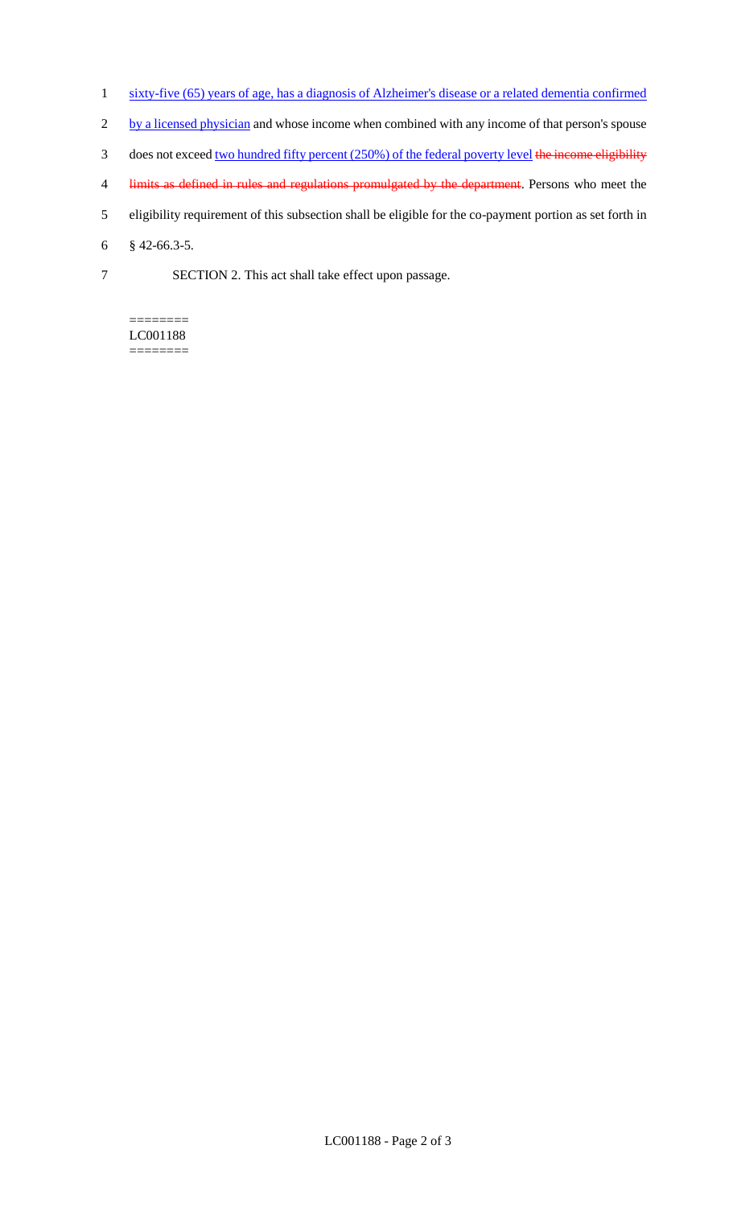sixty-five (65) years of age, has a diagnosis of Alzheimer's disease or a related dementia confirmed by a licensed physician and whose income when combined with any income of that person's spouse does not exceed two hundred fifty percent (250%) of the federal poverty level ~~the income eligibility limits as defined in rules and regulations promulgated by the department~~. Persons who meet the eligibility requirement of this subsection shall be eligible for the co-payment portion as set forth in § 42-66.3-5.

SECTION 2. This act shall take effect upon passage.

========
LC001188
========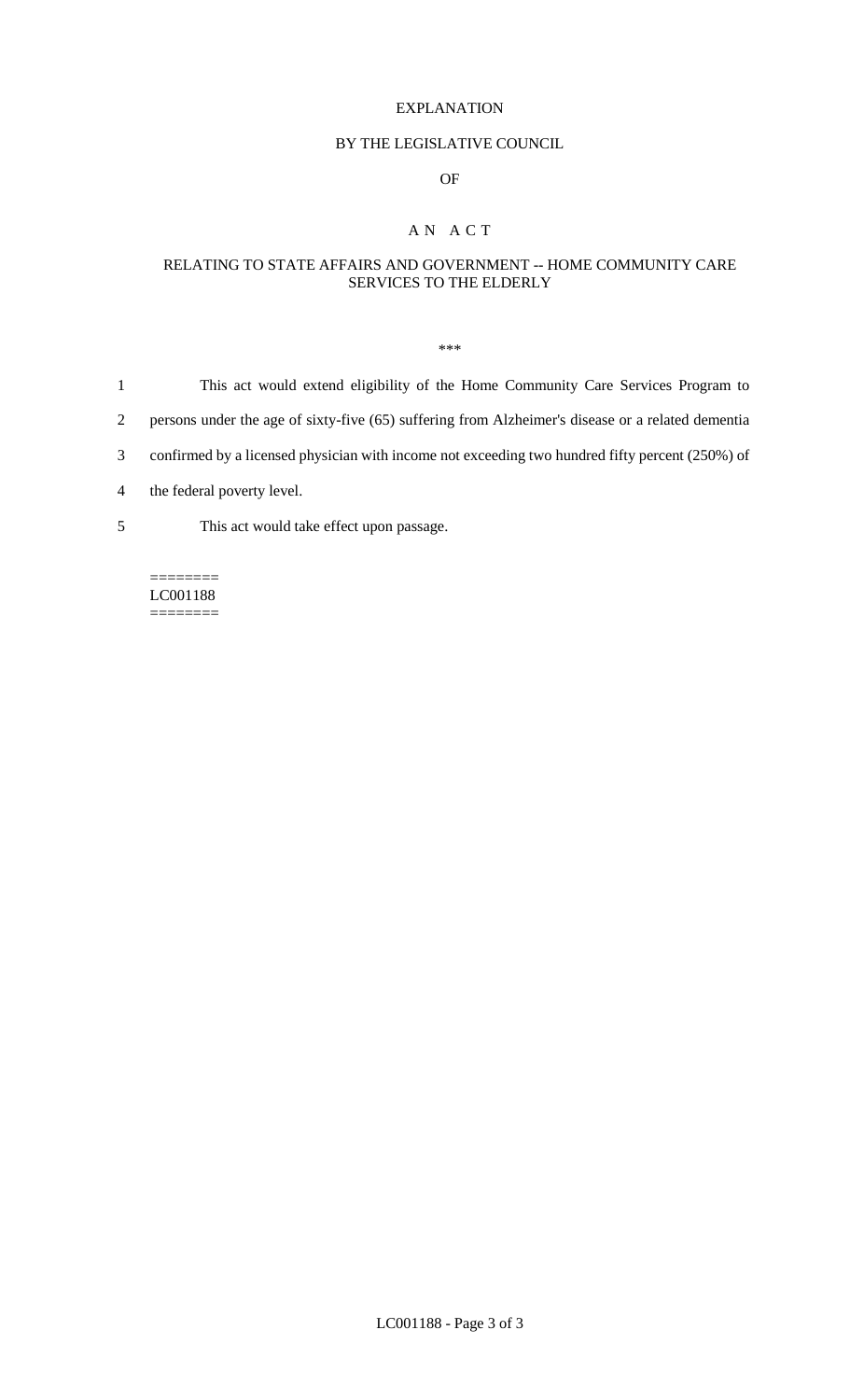EXPLANATION

BY THE LEGISLATIVE COUNCIL

OF

# A N A C T

RELATING TO STATE AFFAIRS AND GOVERNMENT -- HOME COMMUNITY CARE SERVICES TO THE ELDERLY

\*\*\*

1 This act would extend eligibility of the Home Community Care Services Program to
2 persons under the age of sixty-five (65) suffering from Alzheimer's disease or a related dementia
3 confirmed by a licensed physician with income not exceeding two hundred fifty percent (250%) of
4 the federal poverty level.
5 This act would take effect upon passage.

========
LC001188
========